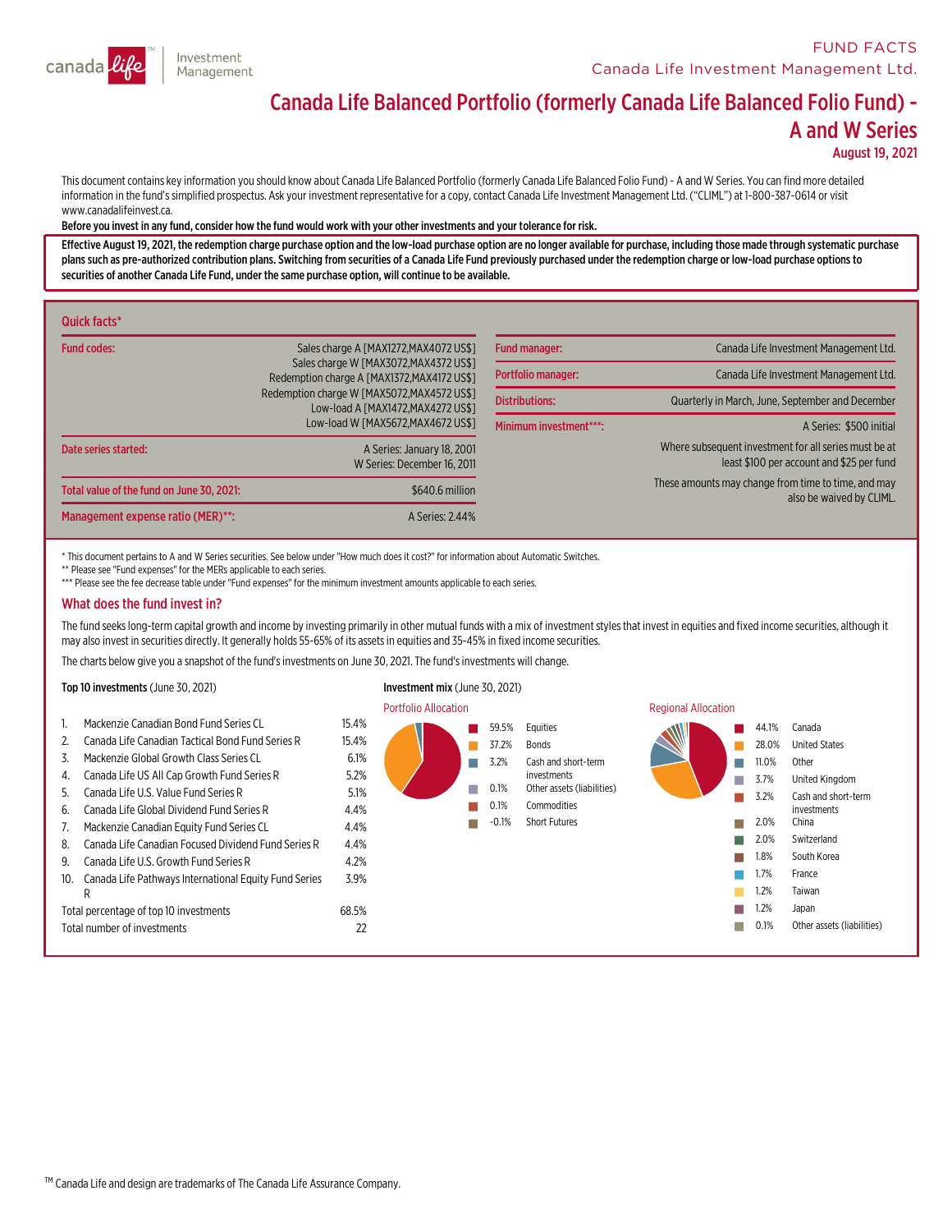FUND FACTS

Canada Life Investment Management Ltd.

# Canada Life Balanced Portfolio (formerly Canada Life Balanced Folio Fund) - A and W Series

**August 19, 2021**

This document contains key information you should know about Canada Life Balanced Portfolio (formerly Canada Life Balanced Folio Fund) - A and W Series. You can find more detailed information in the fund's simplified prospectus. Ask your investment representative for a copy, contact Canada Life Investment Management Ltd. ("CLIML") at 1-800-387-0614 or visit www.canadalifeinvest.ca.

**Before you invest in any fund, consider how the fund would work with your other investments and your tolerance for risk.**

**Effective August 19, 2021, the redemption charge purchase option and the low-load purchase option are no longer available for purchase, including those made through systematic purchase plans such as pre-authorized contribution plans. Switching from securities of a Canada Life Fund previously purchased under the redemption charge or low-load purchase options to securities of another Canada Life Fund, under the same purchase option, will continue to be available.**

## Quick facts*

| | |
|---|---|
| Fund codes: | Sales charge A [MAX1272,MAX4072 US$]<br>Sales charge W [MAX3072,MAX4372 US$]<br>Redemption charge A [MAX1372,MAX4172 US$]<br>Redemption charge W [MAX5072,MAX4572 US$]<br>Low-load A [MAX1472,MAX4272 US$]<br>Low-load W [MAX5672,MAX4672 US$] |
| Date series started: | A Series: January 18, 2001<br>W Series: December 16, 2011 |
| Total value of the fund on June 30, 2021: | $640.6 million |
| Management expense ratio (MER)**: | A Series: 2.44% |

| | |
|---|---|
| Fund manager: | Canada Life Investment Management Ltd. |
| Portfolio manager: | Canada Life Investment Management Ltd. |
| Distributions: | Quarterly in March, June, September and December |
| Minimum investment***: | A Series: $500 initial<br>Where subsequent investment for all series must be at least $100 per account and $25 per fund<br>These amounts may change from time to time, and may also be waived by CLIML. |

\* This document pertains to A and W Series securities. See below under "How much does it cost?" for information about Automatic Switches.

** Please see "Fund expenses" for the MERs applicable to each series.

*** Please see the fee decrease table under "Fund expenses" for the minimum investment amounts applicable to each series.

## What does the fund invest in?

The fund seeks long-term capital growth and income by investing primarily in other mutual funds with a mix of investment styles that invest in equities and fixed income securities, although it may also invest in securities directly. It generally holds 55-65% of its assets in equities and 35-45% in fixed income securities.

The charts below give you a snapshot of the fund's investments on June 30, 2021. The fund's investments will change.

**Top 10 investments** (June 30, 2021)

| | | |
|---|---|---|
| 1. | Mackenzie Canadian Bond Fund Series CL | 15.4% |
| 2. | Canada Life Canadian Tactical Bond Fund Series R | 15.4% |
| 3. | Mackenzie Global Growth Class Series CL | 6.1% |
| 4. | Canada Life US All Cap Growth Fund Series R | 5.2% |
| 5. | Canada Life U.S. Value Fund Series R | 5.1% |
| 6. | Canada Life Global Dividend Fund Series R | 4.4% |
| 7. | Mackenzie Canadian Equity Fund Series CL | 4.4% |
| 8. | Canada Life Canadian Focused Dividend Fund Series R | 4.4% |
| 9. | Canada Life U.S. Growth Fund Series R | 4.2% |
| 10. | Canada Life Pathways International Equity Fund Series R | 3.9% |
| | Total percentage of top 10 investments | 68.5% |
| | Total number of investments | 22 |

**Investment mix** (June 30, 2021)

Portfolio Allocation

| | |
|---|---|
| 59.5% | Equities |
| 37.2% | Bonds |
| 3.2% | Cash and short-term investments |
| 0.1% | Other assets (liabilities) |
| 0.1% | Commodities |
| -0.1% | Short Futures |

Regional Allocation

| | |
|---|---|
| 44.1% | Canada |
| 28.0% | United States |
| 11.0% | Other |
| 3.7% | United Kingdom |
| 3.2% | Cash and short-term investments |
| 2.0% | China |
| 2.0% | Switzerland |
| 1.8% | South Korea |
| 1.7% | France |
| 1.2% | Taiwan |
| 1.2% | Japan |
| 0.1% | Other assets (liabilities) |

TM Canada Life and design are trademarks of The Canada Life Assurance Company.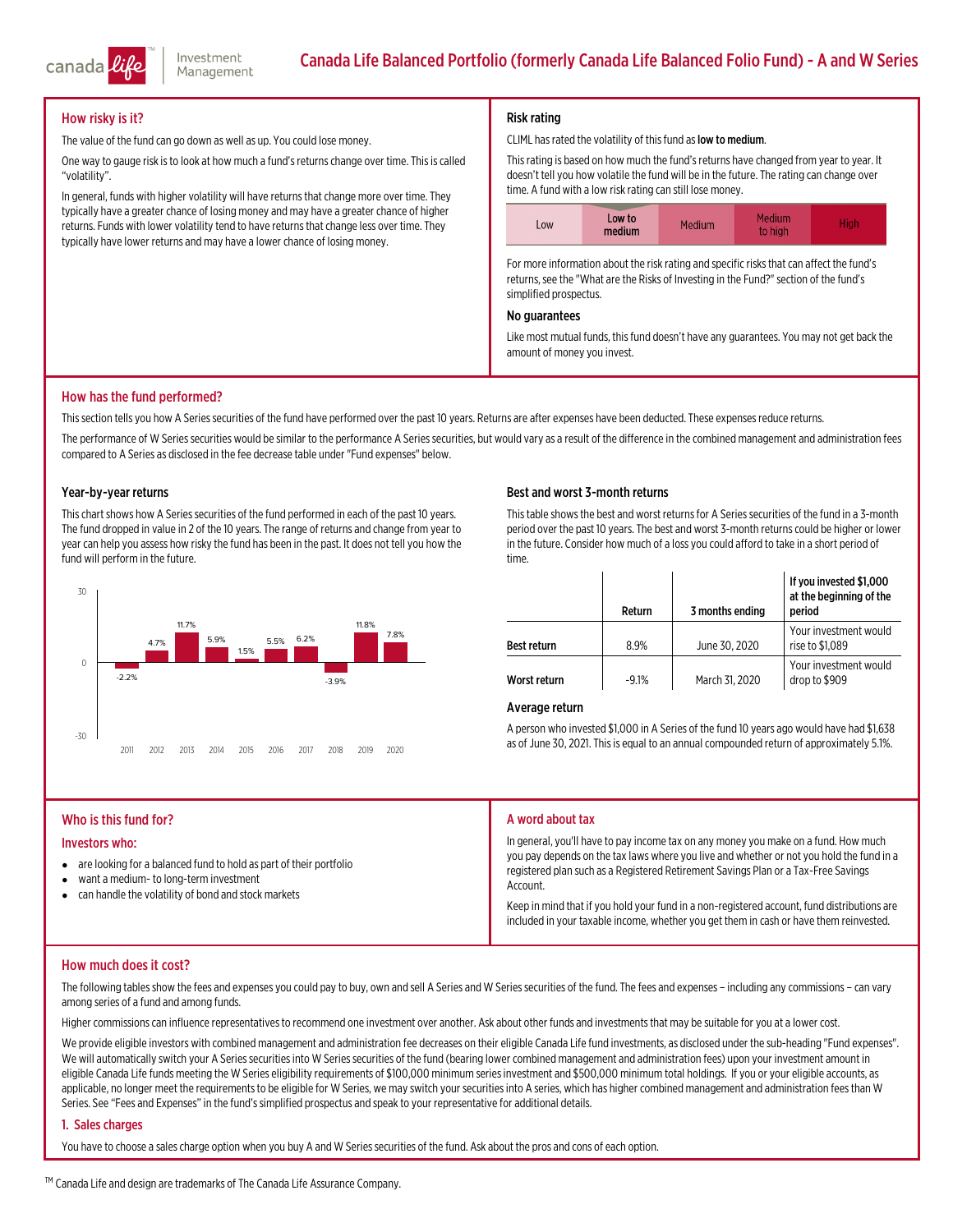# Canada Life Balanced Portfolio (formerly Canada Life Balanced Folio Fund) - A and W Series

## How risky is it?

The value of the fund can go down as well as up. You could lose money.

One way to gauge risk is to look at how much a fund's returns change over time. This is called "volatility".

In general, funds with higher volatility will have returns that change more over time. They typically have a greater chance of losing money and may have a greater chance of higher returns. Funds with lower volatility tend to have returns that change less over time. They typically have lower returns and may have a lower chance of losing money.

### Risk rating

CLIML has rated the volatility of this fund as **low to medium**.

This rating is based on how much the fund's returns have changed from year to year. It doesn't tell you how volatile the fund will be in the future. The rating can change over time. A fund with a low risk rating can still lose money.

| Low | Low to medium | Medium | Medium to high | High |
|---|---|---|---|---|

For more information about the risk rating and specific risks that can affect the fund's returns, see the "What are the Risks of Investing in the Fund?" section of the fund's simplified prospectus.

### No guarantees

Like most mutual funds, this fund doesn't have any guarantees. You may not get back the amount of money you invest.

## How has the fund performed?

This section tells you how A Series securities of the fund have performed over the past 10 years. Returns are after expenses have been deducted. These expenses reduce returns.

The performance of W Series securities would be similar to the performance A Series securities, but would vary as a result of the difference in the combined management and administration fees compared to A Series as disclosed in the fee decrease table under "Fund expenses" below.

### Year-by-year returns

This chart shows how A Series securities of the fund performed in each of the past 10 years. The fund dropped in value in 2 of the 10 years. The range of returns and change from year to year can help you assess how risky the fund has been in the past. It does not tell you how the fund will perform in the future.

| Year | 2011 | 2012 | 2013 | 2014 | 2015 | 2016 | 2017 | 2018 | 2019 | 2020 |
|---|---|---|---|---|---|---|---|---|---|---|
| Return | -2.2% | 4.7% | 11.7% | 5.9% | 1.5% | 5.5% | 6.2% | -3.9% | 11.8% | 7.8% |

### Best and worst 3-month returns

This table shows the best and worst returns for A Series securities of the fund in a 3-month period over the past 10 years. The best and worst 3-month returns could be higher or lower in the future. Consider how much of a loss you could afford to take in a short period of time.

| | Return | 3 months ending | If you invested $1,000 at the beginning of the period |
|---|---|---|---|
| Best return | 8.9% | June 30, 2020 | Your investment would rise to $1,089 |
| Worst return | -9.1% | March 31, 2020 | Your investment would drop to $909 |

### Average return

A person who invested $1,000 in A Series of the fund 10 years ago would have had $1,638 as of June 30, 2021. This is equal to an annual compounded return of approximately 5.1%.

## Who is this fund for?

### Investors who:

- are looking for a balanced fund to hold as part of their portfolio
- want a medium- to long-term investment
- can handle the volatility of bond and stock markets

## A word about tax

In general, you'll have to pay income tax on any money you make on a fund. How much you pay depends on the tax laws where you live and whether or not you hold the fund in a registered plan such as a Registered Retirement Savings Plan or a Tax-Free Savings Account.

Keep in mind that if you hold your fund in a non-registered account, fund distributions are included in your taxable income, whether you get them in cash or have them reinvested.

## How much does it cost?

The following tables show the fees and expenses you could pay to buy, own and sell A Series and W Series securities of the fund. The fees and expenses – including any commissions – can vary among series of a fund and among funds.

Higher commissions can influence representatives to recommend one investment over another. Ask about other funds and investments that may be suitable for you at a lower cost.

We provide eligible investors with combined management and administration fee decreases on their eligible Canada Life fund investments, as disclosed under the sub-heading "Fund expenses". We will automatically switch your A Series securities into W Series securities of the fund (bearing lower combined management and administration fees) upon your investment amount in eligible Canada Life funds meeting the W Series eligibility requirements of $100,000 minimum series investment and $500,000 minimum total holdings. If you or your eligible accounts, as applicable, no longer meet the requirements to be eligible for W Series, we may switch your securities into A series, which has higher combined management and administration fees than W Series. See "Fees and Expenses" in the fund's simplified prospectus and speak to your representative for additional details.

### 1. Sales charges

You have to choose a sales charge option when you buy A and W Series securities of the fund. Ask about the pros and cons of each option.

TM Canada Life and design are trademarks of The Canada Life Assurance Company.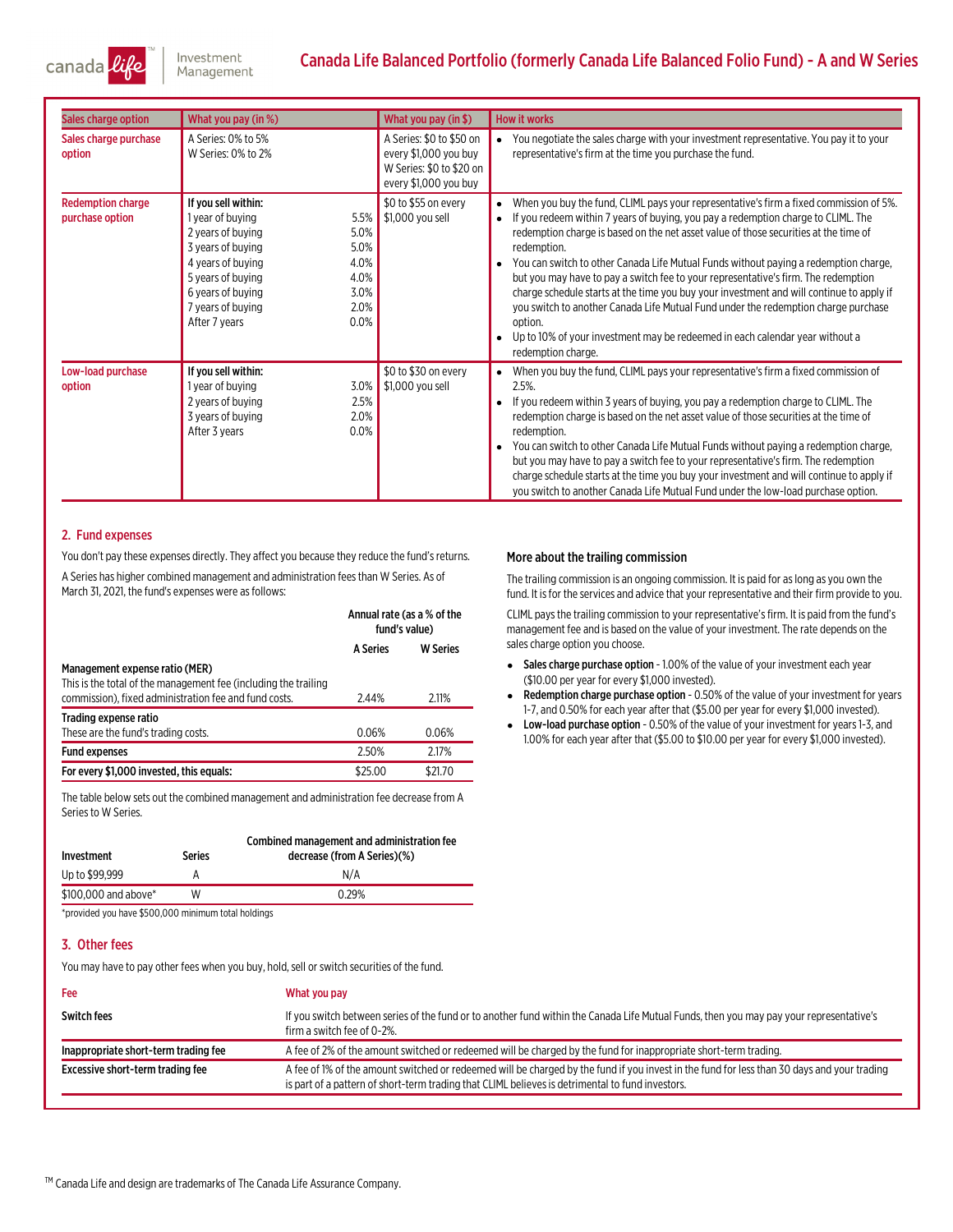| Sales charge option | What you pay (in %) | What you pay (in $) | How it works |
|---|---|---|---|
| Sales charge purchase option | A Series: 0% to 5%<br>W Series: 0% to 2% | A Series: $0 to $50 on every $1,000 you buy<br>W Series: $0 to $20 on every $1,000 you buy | • You negotiate the sales charge with your investment representative. You pay it to your representative's firm at the time you purchase the fund. |
| Redemption charge purchase option | **If you sell within:**<br>1 year of buying 5.5%<br>2 years of buying 5.0%<br>3 years of buying 5.0%<br>4 years of buying 4.0%<br>5 years of buying 4.0%<br>6 years of buying 3.0%<br>7 years of buying 2.0%<br>After 7 years 0.0% | $0 to $55 on every $1,000 you sell | • When you buy the fund, CLIML pays your representative's firm a fixed commission of 5%.<br>• If you redeem within 7 years of buying, you pay a redemption charge to CLIML. The redemption charge is based on the net asset value of those securities at the time of redemption.<br>• You can switch to other Canada Life Mutual Funds without paying a redemption charge, but you may have to pay a switch fee to your representative's firm. The redemption charge schedule starts at the time you buy your investment and will continue to apply if you switch to another Canada Life Mutual Fund under the redemption charge purchase option.<br>• Up to 10% of your investment may be redeemed in each calendar year without a redemption charge. |
| Low-load purchase option | **If you sell within:**<br>1 year of buying 3.0%<br>2 years of buying 2.5%<br>3 years of buying 2.0%<br>After 3 years 0.0% | $0 to $30 on every $1,000 you sell | • When you buy the fund, CLIML pays your representative's firm a fixed commission of 2.5%.<br>• If you redeem within 3 years of buying, you pay a redemption charge to CLIML. The redemption charge is based on the net asset value of those securities at the time of redemption.<br>• You can switch to other Canada Life Mutual Funds without paying a redemption charge, but you may have to pay a switch fee to your representative's firm. The redemption charge schedule starts at the time you buy your investment and will continue to apply if you switch to another Canada Life Mutual Fund under the low-load purchase option. |

## 2. Fund expenses

You don't pay these expenses directly. They affect you because they reduce the fund's returns.

A Series has higher combined management and administration fees than W Series. As of March 31, 2021, the fund's expenses were as follows:

| | Annual rate (as a % of the fund's value) | |
|---|---|---|
| | **A Series** | **W Series** |
| **Management expense ratio (MER)**<br>This is the total of the management fee (including the trailing commission), fixed administration fee and fund costs. | 2.44% | 2.11% |
| **Trading expense ratio**<br>These are the fund's trading costs. | 0.06% | 0.06% |
| **Fund expenses** | 2.50% | 2.17% |
| **For every $1,000 invested, this equals:** | $25.00 | $21.70 |

The table below sets out the combined management and administration fee decrease from A Series to W Series.

| Investment | Series | Combined management and administration fee decrease (from A Series)(%) |
|---|---|---|
| Up to $99,999 | A | N/A |
| $100,000 and above* | W | 0.29% |

*provided you have $500,000 minimum total holdings

### More about the trailing commission

The trailing commission is an ongoing commission. It is paid for as long as you own the fund. It is for the services and advice that your representative and their firm provide to you.

CLIML pays the trailing commission to your representative's firm. It is paid from the fund's management fee and is based on the value of your investment. The rate depends on the sales charge option you choose.

- **Sales charge purchase option** - 1.00% of the value of your investment each year ($10.00 per year for every $1,000 invested).
- **Redemption charge purchase option** - 0.50% of the value of your investment for years 1-7, and 0.50% for each year after that ($5.00 per year for every $1,000 invested).
- **Low-load purchase option** - 0.50% of the value of your investment for years 1-3, and 1.00% for each year after that ($5.00 to $10.00 per year for every $1,000 invested).

## 3. Other fees

You may have to pay other fees when you buy, hold, sell or switch securities of the fund.

| Fee | What you pay |
|---|---|
| **Switch fees** | If you switch between series of the fund or to another fund within the Canada Life Mutual Funds, then you may pay your representative's firm a switch fee of 0-2%. |
| **Inappropriate short-term trading fee** | A fee of 2% of the amount switched or redeemed will be charged by the fund for inappropriate short-term trading. |
| **Excessive short-term trading fee** | A fee of 1% of the amount switched or redeemed will be charged by the fund if you invest in the fund for less than 30 days and your trading is part of a pattern of short-term trading that CLIML believes is detrimental to fund investors. |

TM Canada Life and design are trademarks of The Canada Life Assurance Company.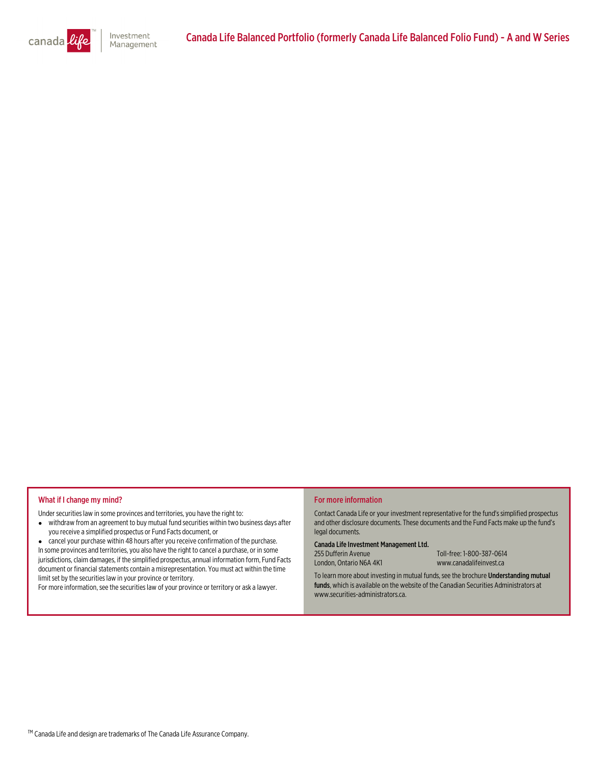## What if I change my mind?

Under securities law in some provinces and territories, you have the right to:

- withdraw from an agreement to buy mutual fund securities within two business days after you receive a simplified prospectus or Fund Facts document, or
- cancel your purchase within 48 hours after you receive confirmation of the purchase.

In some provinces and territories, you also have the right to cancel a purchase, or in some jurisdictions, claim damages, if the simplified prospectus, annual information form, Fund Facts document or financial statements contain a misrepresentation. You must act within the time limit set by the securities law in your province or territory.

For more information, see the securities law of your province or territory or ask a lawyer.

## For more information

Contact Canada Life or your investment representative for the fund's simplified prospectus and other disclosure documents. These documents and the Fund Facts make up the fund's legal documents.

**Canada Life Investment Management Ltd.**
255 Dufferin Avenue
London, Ontario N6A 4K1
Toll-free: 1-800-387-0614
www.canadalifeinvest.ca

To learn more about investing in mutual funds, see the brochure **Understanding mutual funds**, which is available on the website of the Canadian Securities Administrators at www.securities-administrators.ca.

TM Canada Life and design are trademarks of The Canada Life Assurance Company.